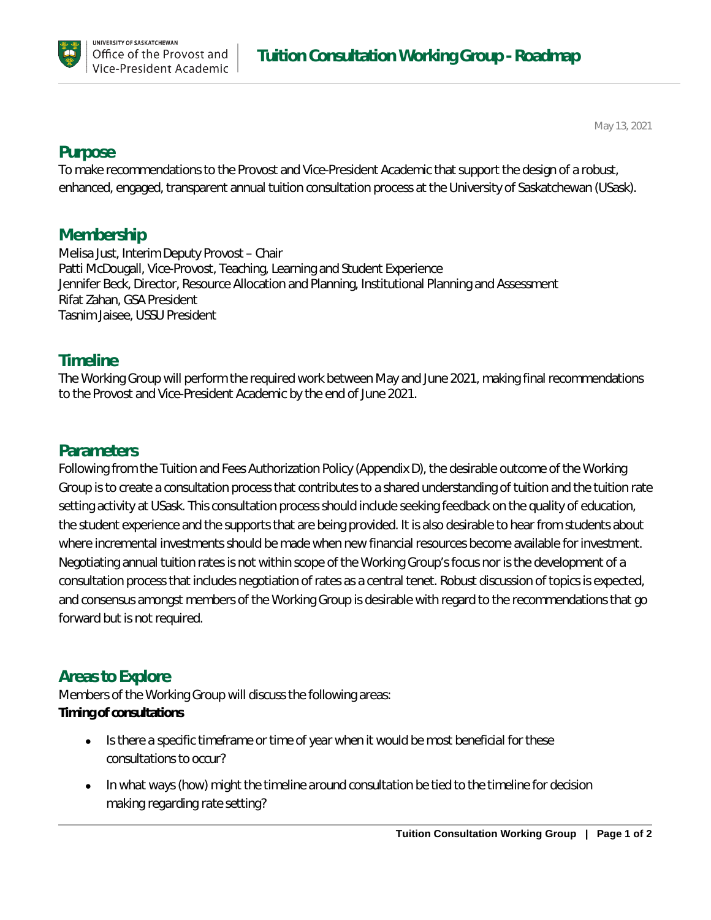UNIVERSITY OF SASKATCHEWAN
Office of the Provost and Vice-President Academic

# Tuition Consultation Working Group - Roadmap

May 13, 2021

## Purpose

To make recommendations to the Provost and Vice-President Academic that support the design of a robust, enhanced, engaged, transparent annual tuition consultation process at the University of Saskatchewan (USask).

## Membership

Melisa Just, Interim Deputy Provost – Chair
Patti McDougall, Vice-Provost, Teaching, Learning and Student Experience
Jennifer Beck, Director, Resource Allocation and Planning, Institutional Planning and Assessment
Rifat Zahan, GSA President
Tasnim Jaisee, USSU President

## Timeline

The Working Group will perform the required work between May and June 2021, making final recommendations to the Provost and Vice-President Academic by the end of June 2021.

## Parameters

Following from the Tuition and Fees Authorization Policy (Appendix D), the desirable outcome of the Working Group is to create a consultation process that contributes to a shared understanding of tuition and the tuition rate setting activity at USask. This consultation process should include seeking feedback on the quality of education, the student experience and the supports that are being provided. It is also desirable to hear from students about where incremental investments should be made when new financial resources become available for investment. Negotiating annual tuition rates is not within scope of the Working Group's focus nor is the development of a consultation process that includes negotiation of rates as a central tenet. Robust discussion of topics is expected, and consensus amongst members of the Working Group is desirable with regard to the recommendations that go forward but is not required.

## Areas to Explore

Members of the Working Group will discuss the following areas:

**Timing of consultations**

- Is there a specific timeframe or time of year when it would be most beneficial for these consultations to occur?
- In what ways (how) might the timeline around consultation be tied to the timeline for decision making regarding rate setting?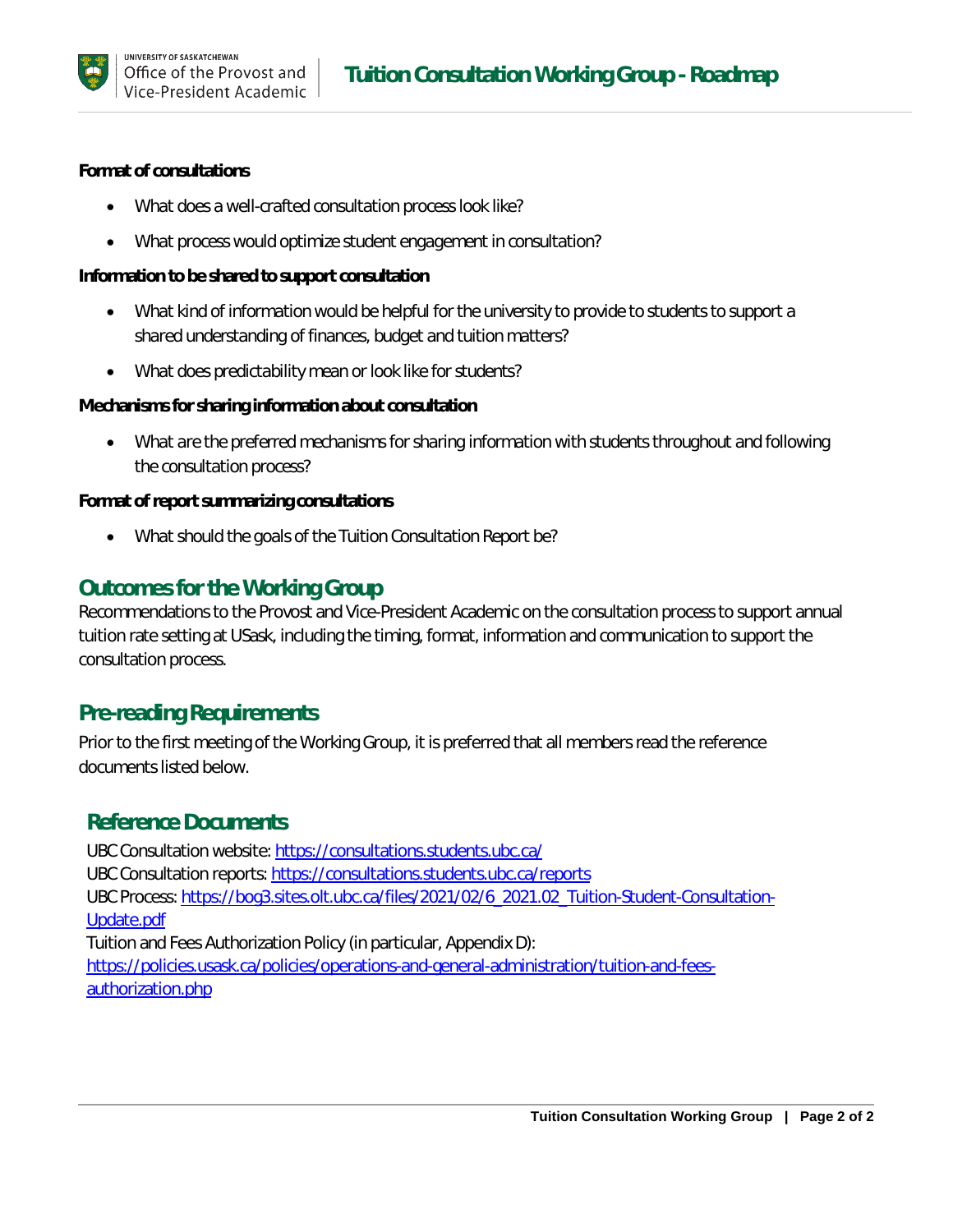**Format of consultations**

- What does a well-crafted consultation process look like?
- What process would optimize student engagement in consultation?

**Information to be shared to support consultation**

- What kind of information would be helpful for the university to provide to students to support a shared understanding of finances, budget and tuition matters?
- What does predictability mean or look like for students?

**Mechanisms for sharing information about consultation**

- What are the preferred mechanisms for sharing information with students throughout and following the consultation process?

**Format of report summarizing consultations**

- What should the goals of the Tuition Consultation Report be?

## Outcomes for the Working Group

Recommendations to the Provost and Vice-President Academic on the consultation process to support annual tuition rate setting at USask, including the timing, format, information and communication to support the consultation process.

## Pre-reading Requirements

Prior to the first meeting of the Working Group, it is preferred that all members read the reference documents listed below.

## Reference Documents

UBC Consultation website: https://consultations.students.ubc.ca/
UBC Consultation reports: https://consultations.students.ubc.ca/reports
UBC Process: https://bog3.sites.olt.ubc.ca/files/2021/02/6_2021.02_Tuition-Student-Consultation-Update.pdf
Tuition and Fees Authorization Policy (in particular, Appendix D):
https://policies.usask.ca/policies/operations-and-general-administration/tuition-and-fees-authorization.php